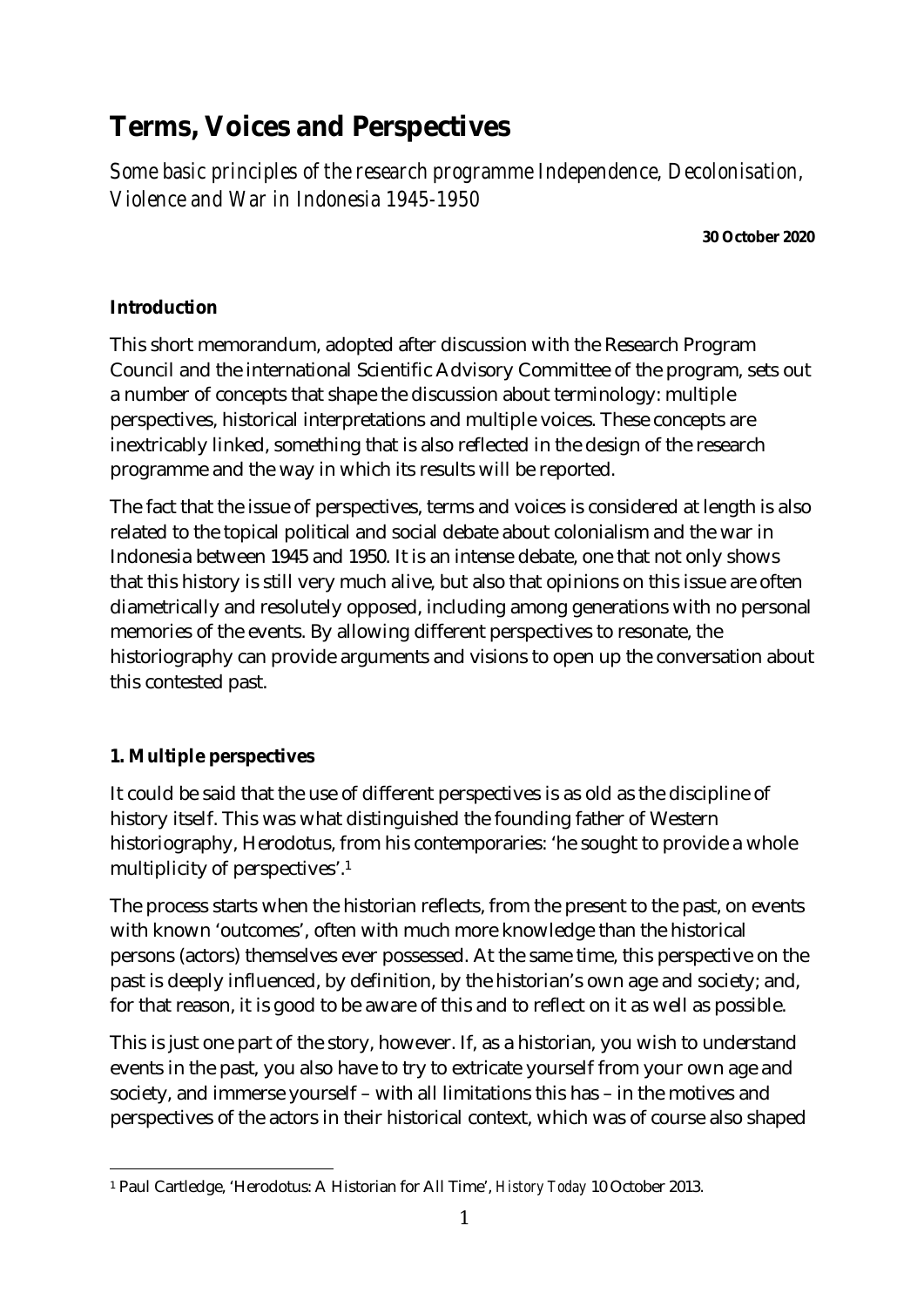# Terms, Voices and Perspectives

*Some basic principles of the research programme Independence, Decolonisation, Violence and War in Indonesia 1945-1950*

**30 October 2020**

**Introduction**

This short memorandum, adopted after discussion with the Research Program Council and the international Scientific Advisory Committee of the program, sets out a number of concepts that shape the discussion about terminology: multiple perspectives, historical interpretations and multiple voices. These concepts are inextricably linked, something that is also reflected in the design of the research programme and the way in which its results will be reported.

The fact that the issue of perspectives, terms and voices is considered at length is also related to the topical political and social debate about colonialism and the war in Indonesia between 1945 and 1950. It is an intense debate, one that not only shows that this history is still very much alive, but also that opinions on this issue are often diametrically and resolutely opposed, including among generations with no personal memories of the events. By allowing different perspectives to resonate, the historiography can provide arguments and visions to open up the conversation about this contested past.

**1. Multiple perspectives**

It could be said that the use of different perspectives is as old as the discipline of history itself. This was what distinguished the founding father of Western historiography, Herodotus, from his contemporaries: 'he sought to provide a whole multiplicity of perspectives'.[1]

The process starts when the historian reflects, from the present to the past, on events with known 'outcomes', often with much more knowledge than the historical persons (actors) themselves ever possessed. At the same time, this perspective on the past is deeply influenced, by definition, by the historian's own age and society; and, for that reason, it is good to be aware of this and to reflect on it as well as possible.

This is just one part of the story, however. If, as a historian, you wish to understand events in the past, you also have to try to extricate yourself from your own age and society, and immerse yourself – with all limitations this has – in the motives and perspectives of the actors in their historical context, which was of course also shaped

[1] Paul Cartledge, 'Herodotus: A Historian for All Time', *History Today* 10 October 2013.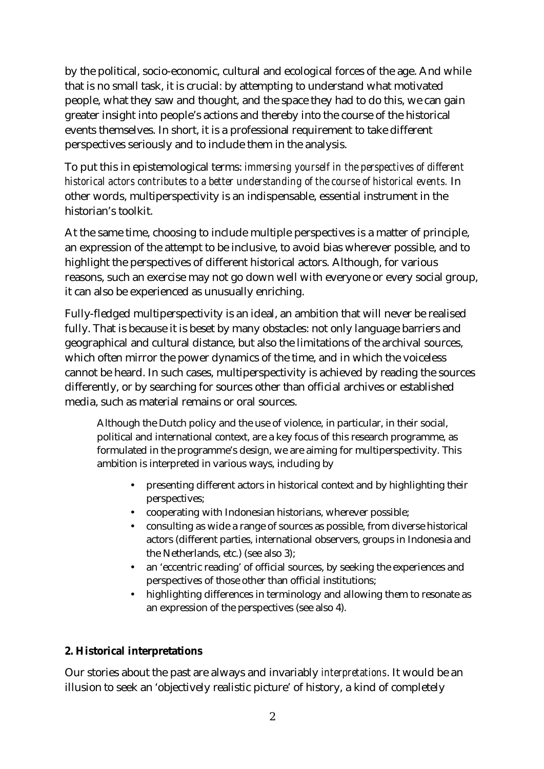by the political, socio-economic, cultural and ecological forces of the age. And while that is no small task, it is crucial: by attempting to understand what motivated people, what they saw and thought, and the space they had to do this, we can gain greater insight into people's actions and thereby into the course of the historical events themselves. In short, it is a professional requirement to take different perspectives seriously and to include them in the analysis.

To put this in epistemological terms: *immersing yourself in the perspectives of different historical actors contributes to a better understanding of the course of historical events.* In other words, multiperspectivity is an indispensable, essential instrument in the historian's toolkit.

At the same time, choosing to include multiple perspectives is a matter of principle, an expression of the attempt to be inclusive, to avoid bias wherever possible, and to highlight the perspectives of different historical actors. Although, for various reasons, such an exercise may not go down well with everyone or every social group, it can also be experienced as unusually enriching.

Fully-fledged multiperspectivity is an ideal, an ambition that will never be realised fully. That is because it is beset by many obstacles: not only language barriers and geographical and cultural distance, but also the limitations of the archival sources, which often mirror the power dynamics of the time, and in which the voiceless cannot be heard. In such cases, multiperspectivity is achieved by reading the sources differently, or by searching for sources other than official archives or established media, such as material remains or oral sources.

> Although the Dutch policy and the use of violence, in particular, in their social, political and international context, are a key focus of this research programme, as formulated in the programme's design, we are aiming for multiperspectivity. This ambition is interpreted in various ways, including by
>
> - presenting different actors in historical context and by highlighting their perspectives;
> - cooperating with Indonesian historians, wherever possible;
> - consulting as wide a range of sources as possible, from diverse historical actors (different parties, international observers, groups in Indonesia and the Netherlands, etc.) (see also 3);
> - an 'eccentric reading' of official sources, by seeking the experiences and perspectives of those other than official institutions;
> - highlighting differences in terminology and allowing them to resonate as an expression of the perspectives (see also 4).

**2. Historical interpretations**

Our stories about the past are always and invariably *interpretations*. It would be an illusion to seek an 'objectively realistic picture' of history, a kind of completely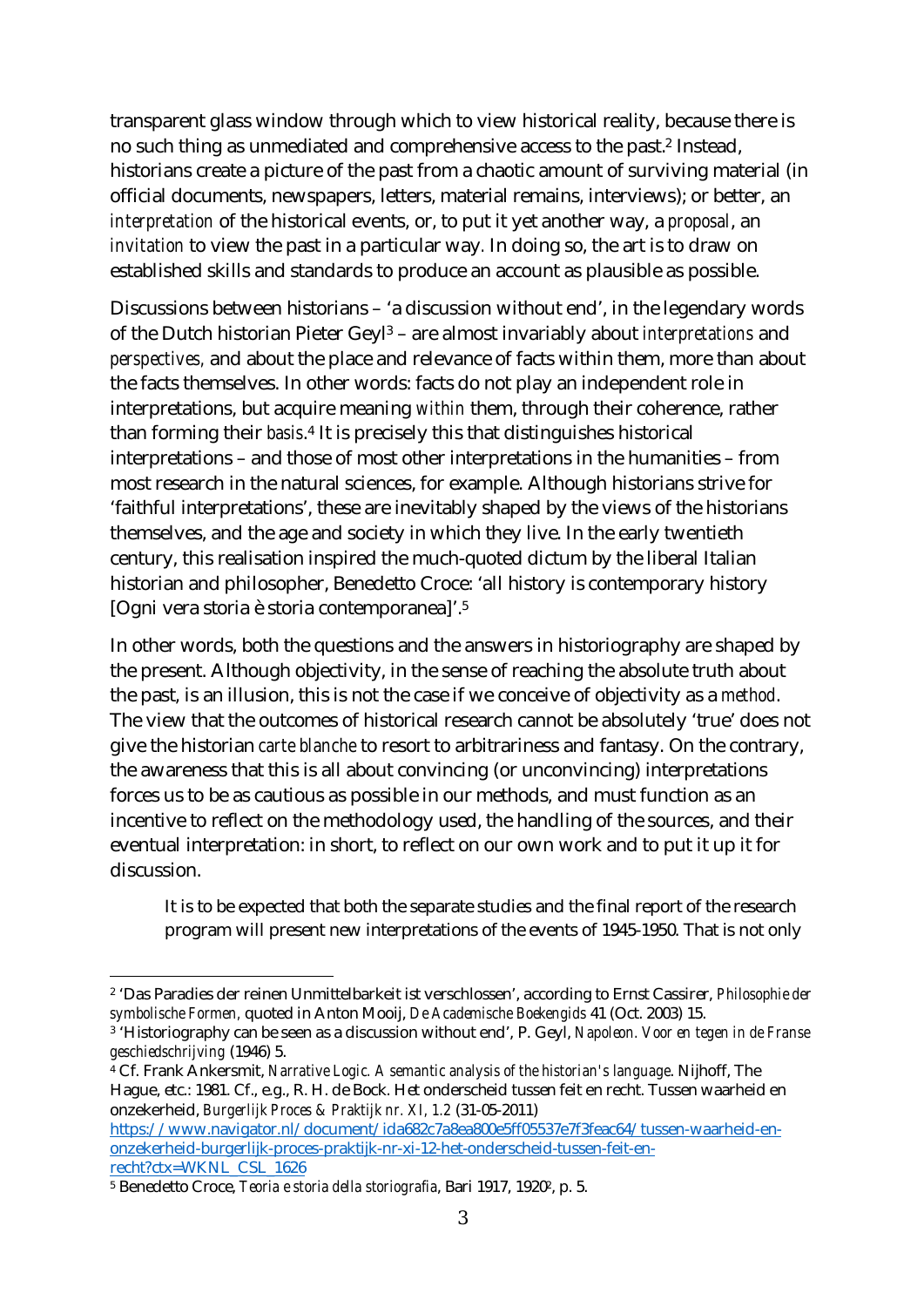transparent glass window through which to view historical reality, because there is no such thing as unmediated and comprehensive access to the past.[2] Instead, historians create a picture of the past from a chaotic amount of surviving material (in official documents, newspapers, letters, material remains, interviews); or better, an *interpretation* of the historical events, or, to put it yet another way, a *proposal*, an *invitation* to view the past in a particular way. In doing so, the art is to draw on established skills and standards to produce an account as plausible as possible.

Discussions between historians – 'a discussion without end', in the legendary words of the Dutch historian Pieter Geyl[3] – are almost invariably about *interpretations* and *perspectives,* and about the place and relevance of facts within them, more than about the facts themselves. In other words: facts do not play an independent role in interpretations, but acquire meaning *within* them, through their coherence, rather than forming their *basis*.[4] It is precisely this that distinguishes historical interpretations – and those of most other interpretations in the humanities – from most research in the natural sciences, for example. Although historians strive for 'faithful interpretations', these are inevitably shaped by the views of the historians themselves, and the age and society in which they live. In the early twentieth century, this realisation inspired the much-quoted dictum by the liberal Italian historian and philosopher, Benedetto Croce: 'all history is contemporary history [Ogni vera storia è storia contemporanea]'.[5]

In other words, both the questions and the answers in historiography are shaped by the present. Although objectivity, in the sense of reaching the absolute truth about the past, is an illusion, this is not the case if we conceive of objectivity as a *method*. The view that the outcomes of historical research cannot be absolutely 'true' does not give the historian *carte blanche* to resort to arbitrariness and fantasy. On the contrary, the awareness that this is all about convincing (or unconvincing) interpretations forces us to be as cautious as possible in our methods, and must function as an incentive to reflect on the methodology used, the handling of the sources, and their eventual interpretation: in short, to reflect on our own work and to put it up it for discussion.

> It is to be expected that both the separate studies and the final report of the research program will present new interpretations of the events of 1945-1950. That is not only

---

[2] 'Das Paradies der reinen Unmittelbarkeit ist verschlossen', according to Ernst Cassirer, *Philosophie der symbolische Formen,* quoted in Anton Mooij, *De Academische Boekengids* 41 (Oct. 2003) 15.

[3] 'Historiography can be seen as a discussion without end', P. Geyl, *Napoleon. Voor en tegen in de Franse geschiedschrijving* (1946) 5.

[4] Cf. Frank Ankersmit, *Narrative Logic. A semantic analysis of the historian's language*. Nijhoff, The Hague, etc.: 1981. Cf., e.g., R. H. de Bock. Het onderscheid tussen feit en recht. Tussen waarheid en onzekerheid, *Burgerlijk Proces & Praktijk nr. XI, 1.2* (31-05-2011) https://www.navigator.nl/document/ida682c7a8ea800e5ff05537e7f3feac64/tussen-waarheid-en-onzekerheid-burgerlijk-proces-praktijk-nr-xi-12-het-onderscheid-tussen-feit-en-recht?ctx=WKNL_CSL_1626

[5] Benedetto Croce, *Teoria e storia della storiografia*, Bari 1917, 1920², p. 5.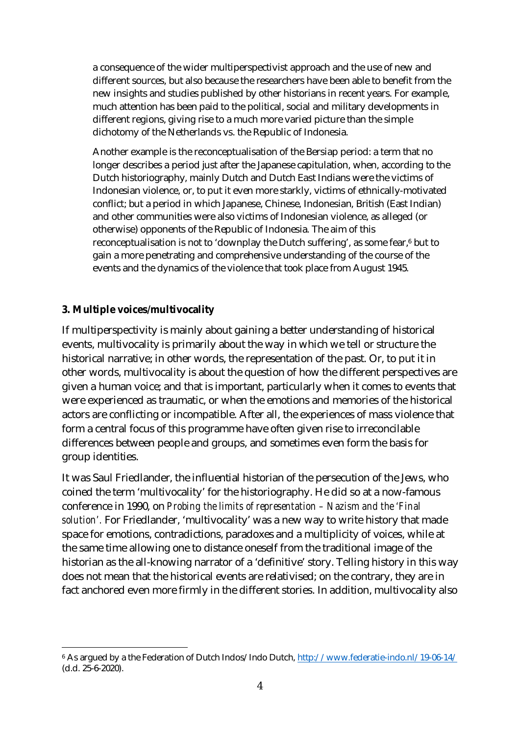a consequence of the wider multiperspectivist approach and the use of new and different sources, but also because the researchers have been able to benefit from the new insights and studies published by other historians in recent years. For example, much attention has been paid to the political, social and military developments in different regions, giving rise to a much more varied picture than the simple dichotomy of the Netherlands vs. the Republic of Indonesia.

Another example is the reconceptualisation of the Bersiap period: a term that no longer describes a period just after the Japanese capitulation, when, according to the Dutch historiography, mainly Dutch and Dutch East Indians were the victims of Indonesian violence, or, to put it even more starkly, victims of ethnically-motivated conflict; but a period in which Japanese, Chinese, Indonesian, British (East Indian) and other communities were also victims of Indonesian violence, as alleged (or otherwise) opponents of the Republic of Indonesia. The aim of this reconceptualisation is not to 'downplay the Dutch suffering', as some fear,[6] but to gain a more penetrating and comprehensive understanding of the course of the events and the dynamics of the violence that took place from August 1945.

**3. Multiple voices/multivocality**

If multiperspectivity is mainly about gaining a better understanding of historical events, multivocality is primarily about the way in which we tell or structure the historical narrative; in other words, the representation of the past. Or, to put it in other words, multivocality is about the question of how the different perspectives are given a human voice; and that is important, particularly when it comes to events that were experienced as traumatic, or when the emotions and memories of the historical actors are conflicting or incompatible. After all, the experiences of mass violence that form a central focus of this programme have often given rise to irreconcilable differences between people and groups, and sometimes even form the basis for group identities.

It was Saul Friedlander, the influential historian of the persecution of the Jews, who coined the term 'multivocality' for the historiography. He did so at a now-famous conference in 1990, on *Probing the limits of representation – Nazism and the 'Final solution'.* For Friedlander, 'multivocality' was a new way to write history that made space for emotions, contradictions, paradoxes and a multiplicity of voices, while at the same time allowing one to distance oneself from the traditional image of the historian as the all-knowing narrator of a 'definitive' story. Telling history in this way does not mean that the historical events are relativised; on the contrary, they are in fact anchored even more firmly in the different stories. In addition, multivocality also

[6] As argued by a the Federation of Dutch Indos/Indo Dutch, http://www.federatie-indo.nl/19-06-14/ (d.d. 25-6-2020).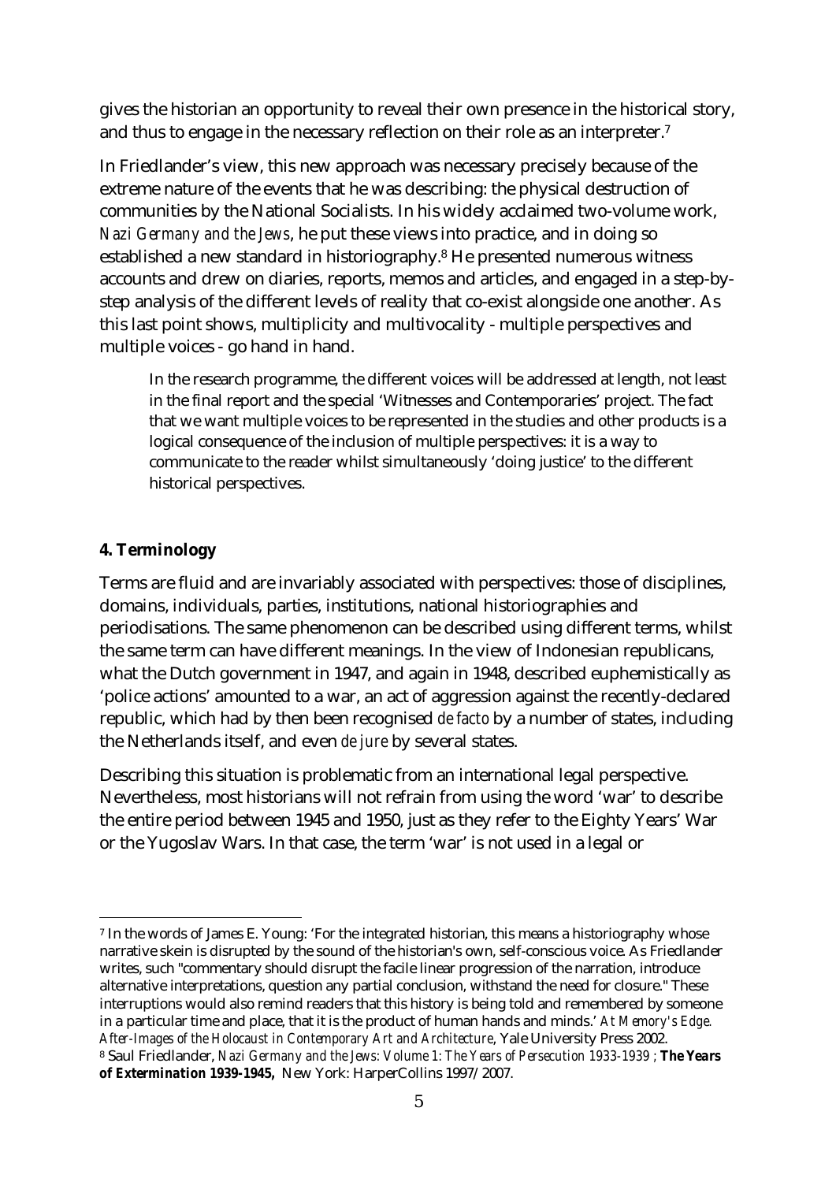gives the historian an opportunity to reveal their own presence in the historical story, and thus to engage in the necessary reflection on their role as an interpreter.[7]

In Friedlander's view, this new approach was necessary precisely because of the extreme nature of the events that he was describing: the physical destruction of communities by the National Socialists. In his widely acclaimed two-volume work, *Nazi Germany and the Jews*, he put these views into practice, and in doing so established a new standard in historiography.[8] He presented numerous witness accounts and drew on diaries, reports, memos and articles, and engaged in a step-by-step analysis of the different levels of reality that co-exist alongside one another. As this last point shows, multiplicity and multivocality - multiple perspectives and multiple voices - go hand in hand.

> In the research programme, the different voices will be addressed at length, not least in the final report and the special 'Witnesses and Contemporaries' project. The fact that we want multiple voices to be represented in the studies and other products is a logical consequence of the inclusion of multiple perspectives: it is a way to communicate to the reader whilst simultaneously 'doing justice' to the different historical perspectives.

#### 4. Terminology

Terms are fluid and are invariably associated with perspectives: those of disciplines, domains, individuals, parties, institutions, national historiographies and periodisations. The same phenomenon can be described using different terms, whilst the same term can have different meanings. In the view of Indonesian republicans, what the Dutch government in 1947, and again in 1948, described euphemistically as 'police actions' amounted to a war, an act of aggression against the recently-declared republic, which had by then been recognised *de facto* by a number of states, including the Netherlands itself, and even *de jure* by several states.

Describing this situation is problematic from an international legal perspective. Nevertheless, most historians will not refrain from using the word 'war' to describe the entire period between 1945 and 1950, just as they refer to the Eighty Years' War or the Yugoslav Wars. In that case, the term 'war' is not used in a legal or

---

[7] In the words of James E. Young: 'For the integrated historian, this means a historiography whose narrative skein is disrupted by the sound of the historian's own, self-conscious voice. As Friedlander writes, such "commentary should disrupt the facile linear progression of the narration, introduce alternative interpretations, question any partial conclusion, withstand the need for closure." These interruptions would also remind readers that this history is being told and remembered by someone in a particular time and place, that it is the product of human hands and minds.' *At Memory's Edge. After-Images of the Holocaust in Contemporary Art and Architecture*, Yale University Press 2002.

[8] Saul Friedlander, *Nazi Germany and the Jews: Volume 1: The Years of Persecution 1933-1939* ; ***The Years of Extermination 1939-1945,*** New York: HarperCollins 1997/2007.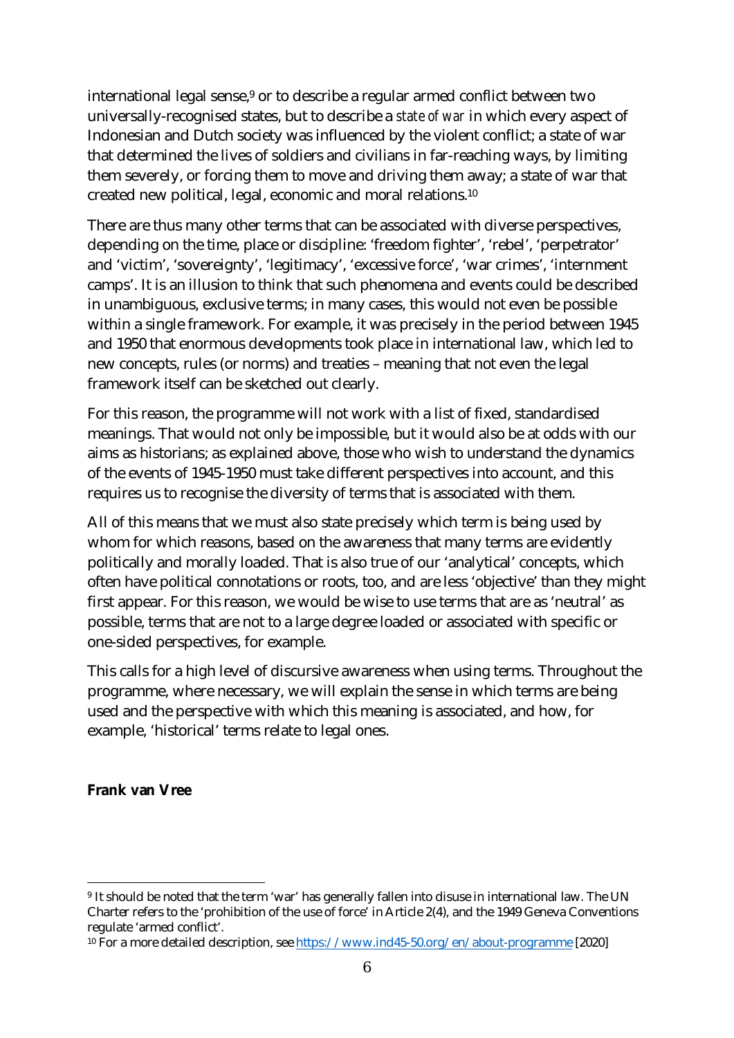international legal sense,[9] or to describe a regular armed conflict between two universally-recognised states, but to describe a *state of war* in which every aspect of Indonesian and Dutch society was influenced by the violent conflict; a state of war that determined the lives of soldiers and civilians in far-reaching ways, by limiting them severely, or forcing them to move and driving them away; a state of war that created new political, legal, economic and moral relations.[10]

There are thus many other terms that can be associated with diverse perspectives, depending on the time, place or discipline: 'freedom fighter', 'rebel', 'perpetrator' and 'victim', 'sovereignty', 'legitimacy', 'excessive force', 'war crimes', 'internment camps'. It is an illusion to think that such phenomena and events could be described in unambiguous, exclusive terms; in many cases, this would not even be possible within a single framework. For example, it was precisely in the period between 1945 and 1950 that enormous developments took place in international law, which led to new concepts, rules (or norms) and treaties – meaning that not even the legal framework itself can be sketched out clearly.

For this reason, the programme will not work with a list of fixed, standardised meanings. That would not only be impossible, but it would also be at odds with our aims as historians; as explained above, those who wish to understand the dynamics of the events of 1945-1950 must take different perspectives into account, and this requires us to recognise the diversity of terms that is associated with them.

All of this means that we must also state precisely which term is being used by whom for which reasons, based on the awareness that many terms are evidently politically and morally loaded. That is also true of our 'analytical' concepts, which often have political connotations or roots, too, and are less 'objective' than they might first appear. For this reason, we would be wise to use terms that are as 'neutral' as possible, terms that are not to a large degree loaded or associated with specific or one-sided perspectives, for example.

This calls for a high level of discursive awareness when using terms. Throughout the programme, where necessary, we will explain the sense in which terms are being used and the perspective with which this meaning is associated, and how, for example, 'historical' terms relate to legal ones.

**Frank van Vree**

---

[9] It should be noted that the term 'war' has generally fallen into disuse in international law. The UN Charter refers to the 'prohibition of the use of force' in Article 2(4), and the 1949 Geneva Conventions regulate 'armed conflict'.

[10] For a more detailed description, see https://www.ind45-50.org/en/about-programme [2020]